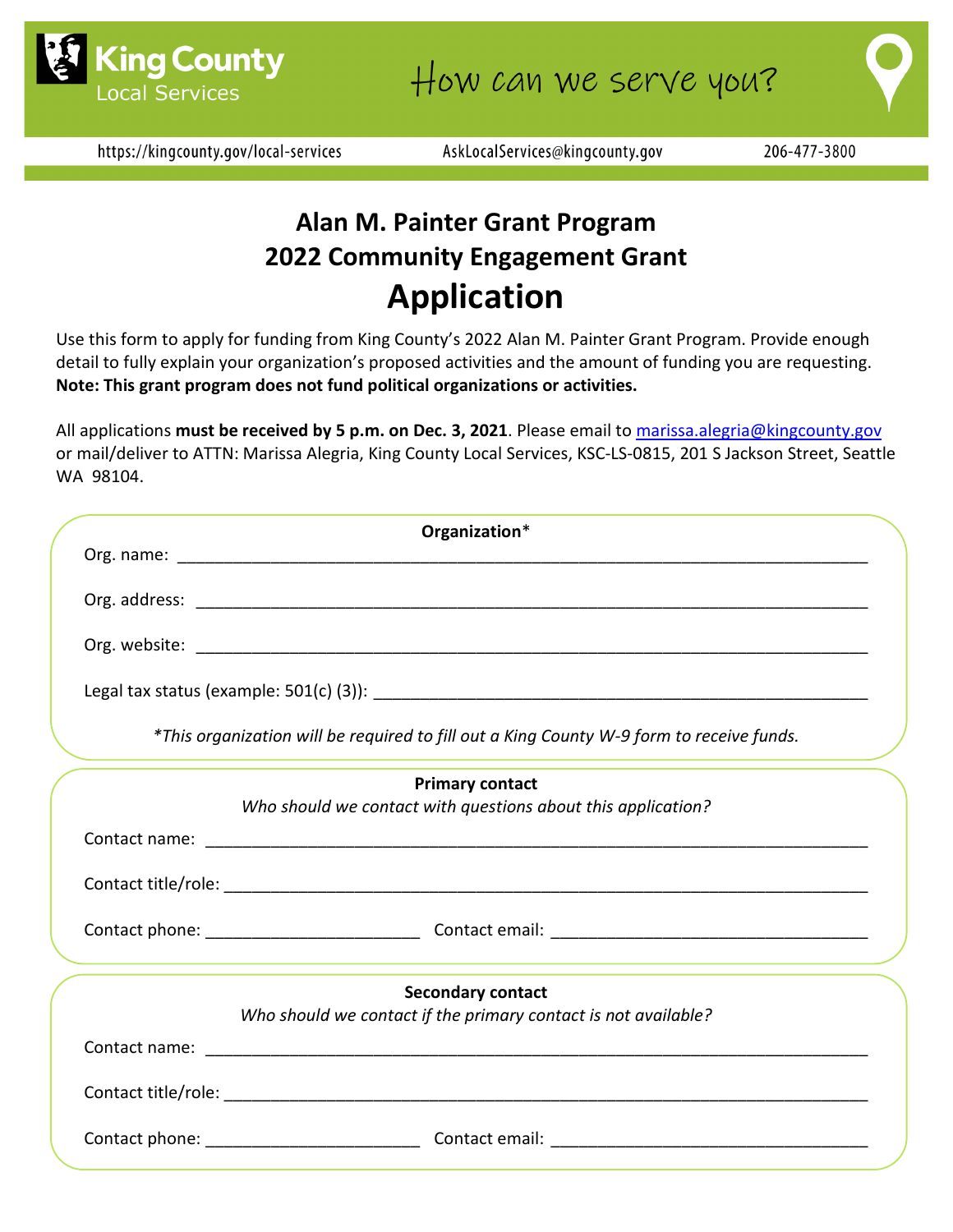King County Local Services

How can we serve you?

https://kingcounty.gov/local-services AskLocalServices@kingcounty.gov 206-477-3800

# Alan M. Painter Grant Program
## 2022 Community Engagement Grant
# Application

Use this form to apply for funding from King County's 2022 Alan M. Painter Grant Program. Provide enough detail to fully explain your organization's proposed activities and the amount of funding you are requesting. **Note: This grant program does not fund political organizations or activities.**

All applications **must be received by 5 p.m. on Dec. 3, 2021**. Please email to marissa.alegria@kingcounty.gov or mail/deliver to ATTN: Marissa Alegria, King County Local Services, KSC-LS-0815, 201 S Jackson Street, Seattle WA 98104.

**Organization***

Org. name: ______________________________

Org. address: ______________________________

Org. website: ______________________________

Legal tax status (example: 501(c) (3)): ______________________________

*\*This organization will be required to fill out a King County W-9 form to receive funds.*

**Primary contact**

*Who should we contact with questions about this application?*

Contact name: ______________________________

Contact title/role: ______________________________

Contact phone: ______________ Contact email: ______________

**Secondary contact**

*Who should we contact if the primary contact is not available?*

Contact name: ______________________________

Contact title/role: ______________________________

Contact phone: ______________ Contact email: ______________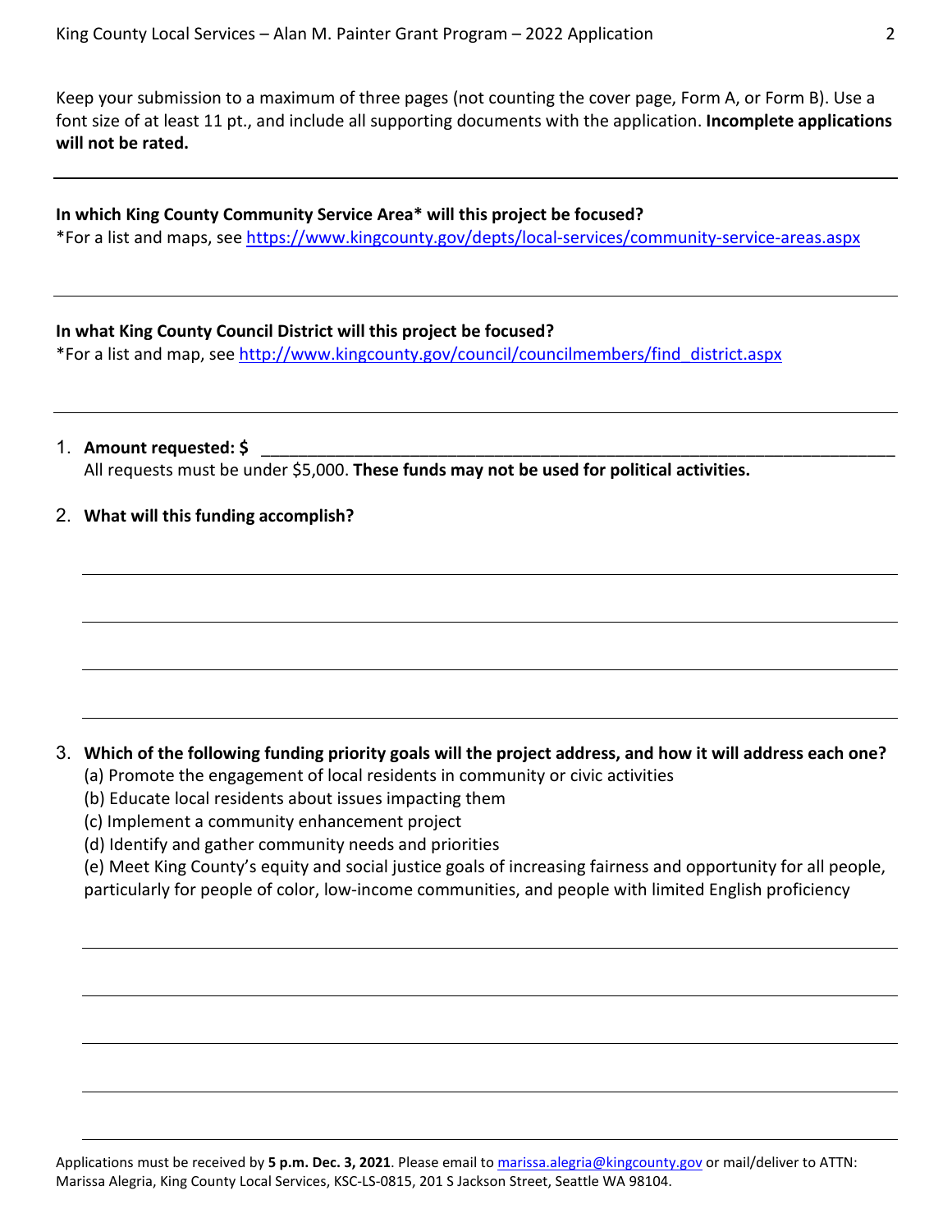Keep your submission to a maximum of three pages (not counting the cover page, Form A, or Form B). Use a font size of at least 11 pt., and include all supporting documents with the application. **Incomplete applications will not be rated.**

---

**In which King County Community Service Area\* will this project be focused?**
*For a list and maps, see https://www.kingcounty.gov/depts/local-services/community-service-areas.aspx

---

**In what King County Council District will this project be focused?**
*For a list and map, see http://www.kingcounty.gov/council/councilmembers/find_district.aspx

---

1. **Amount requested: $** ______________________________
   All requests must be under $5,000. **These funds may not be used for political activities.**

2. **What will this funding accomplish?**

3. **Which of the following funding priority goals will the project address, and how it will address each one?**
   (a) Promote the engagement of local residents in community or civic activities
   (b) Educate local residents about issues impacting them
   (c) Implement a community enhancement project
   (d) Identify and gather community needs and priorities
   (e) Meet King County's equity and social justice goals of increasing fairness and opportunity for all people, particularly for people of color, low-income communities, and people with limited English proficiency

Applications must be received by **5 p.m. Dec. 3, 2021**. Please email to marissa.alegria@kingcounty.gov or mail/deliver to ATTN: Marissa Alegria, King County Local Services, KSC-LS-0815, 201 S Jackson Street, Seattle WA 98104.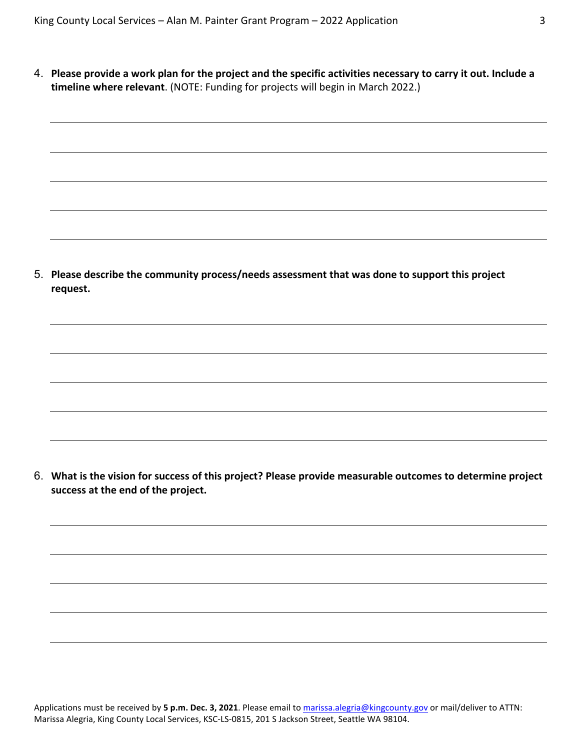4. **Please provide a work plan for the project and the specific activities necessary to carry it out. Include a timeline where relevant**. (NOTE: Funding for projects will begin in March 2022.)

5. **Please describe the community process/needs assessment that was done to support this project request.**

6. **What is the vision for success of this project? Please provide measurable outcomes to determine project success at the end of the project.**

Applications must be received by **5 p.m. Dec. 3, 2021**. Please email to marissa.alegria@kingcounty.gov or mail/deliver to ATTN: Marissa Alegria, King County Local Services, KSC-LS-0815, 201 S Jackson Street, Seattle WA 98104.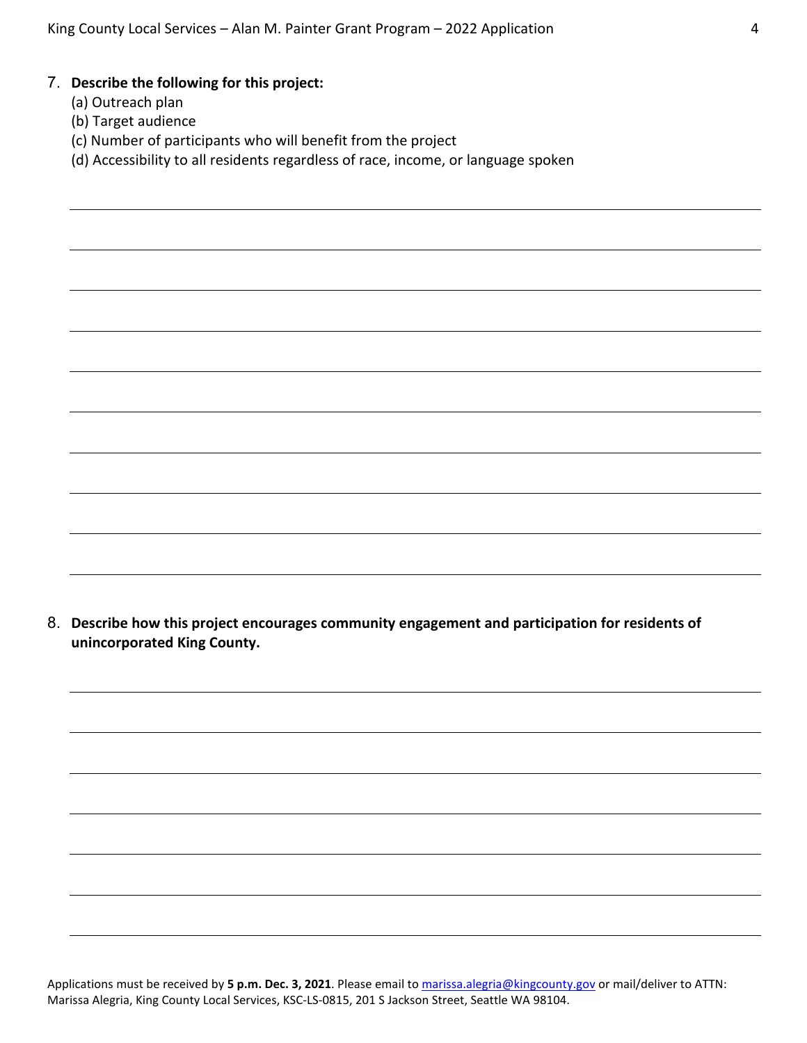7. **Describe the following for this project:**
   (a) Outreach plan
   (b) Target audience
   (c) Number of participants who will benefit from the project
   (d) Accessibility to all residents regardless of race, income, or language spoken

8. **Describe how this project encourages community engagement and participation for residents of unincorporated King County.**

Applications must be received by **5 p.m. Dec. 3, 2021**. Please email to marissa.alegria@kingcounty.gov or mail/deliver to ATTN: Marissa Alegria, King County Local Services, KSC-LS-0815, 201 S Jackson Street, Seattle WA 98104.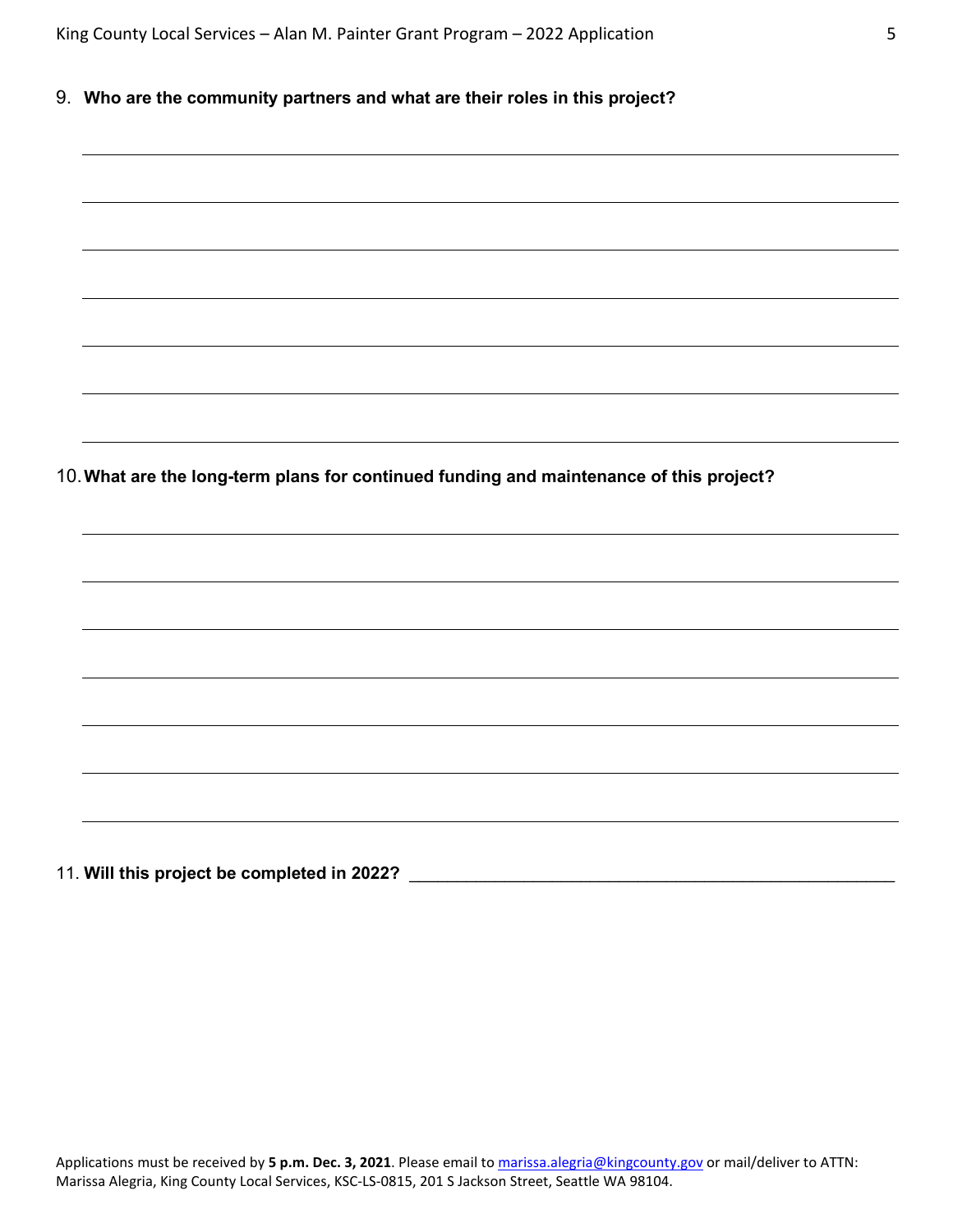9. **Who are the community partners and what are their roles in this project?**

10. **What are the long-term plans for continued funding and maintenance of this project?**

11. **Will this project be completed in 2022?** \_\_\_\_\_\_\_\_\_\_\_\_\_\_\_\_\_\_\_\_\_\_\_\_\_\_\_\_\_\_\_\_\_\_\_\_\_\_\_\_

Applications must be received by **5 p.m. Dec. 3, 2021**. Please email to [marissa.alegria@kingcounty.gov](mailto:marissa.alegria@kingcounty.gov) or mail/deliver to ATTN: Marissa Alegria, King County Local Services, KSC-LS-0815, 201 S Jackson Street, Seattle WA 98104.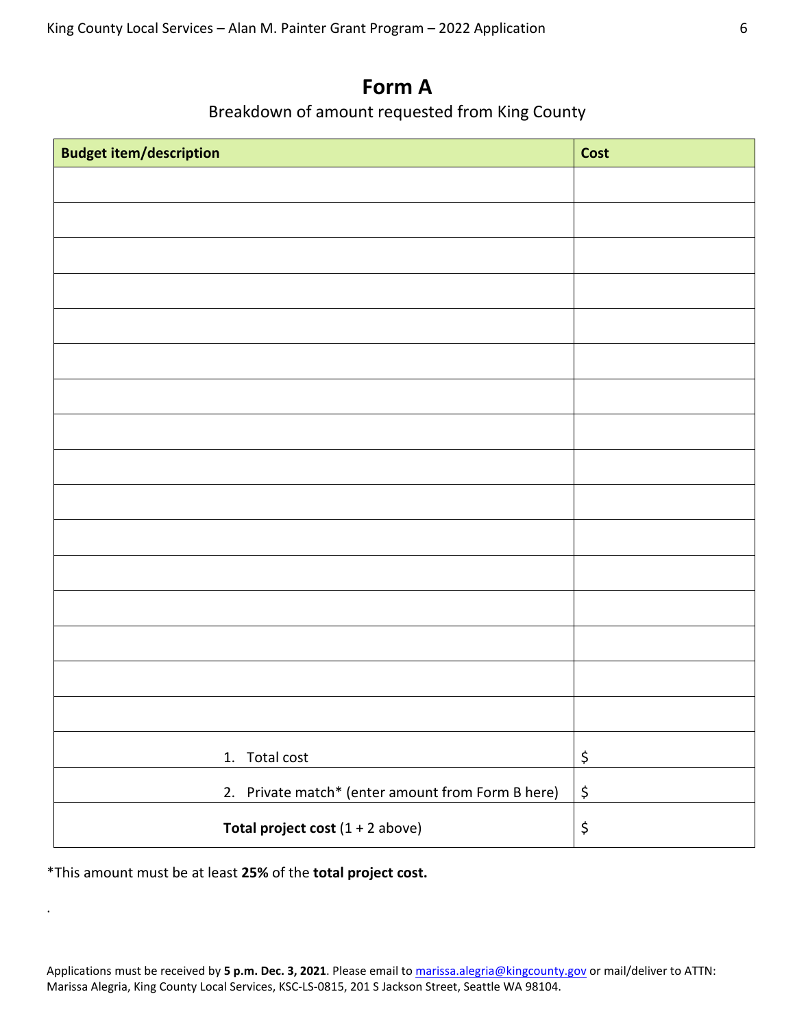# Form A

Breakdown of amount requested from King County

| Budget item/description | Cost |
|---|---|
| | |
| | |
| | |
| | |
| | |
| | |
| | |
| | |
| | |
| | |
| | |
| | |
| | |
| | |
| | |
| | |
| 1. Total cost | $ |
| 2. Private match* (enter amount from Form B here) | $ |
| **Total project cost** (1 + 2 above) | $ |

*This amount must be at least **25%** of the **total project cost.**

.

Applications must be received by **5 p.m. Dec. 3, 2021**. Please email to marissa.alegria@kingcounty.gov or mail/deliver to ATTN: Marissa Alegria, King County Local Services, KSC-LS-0815, 201 S Jackson Street, Seattle WA 98104.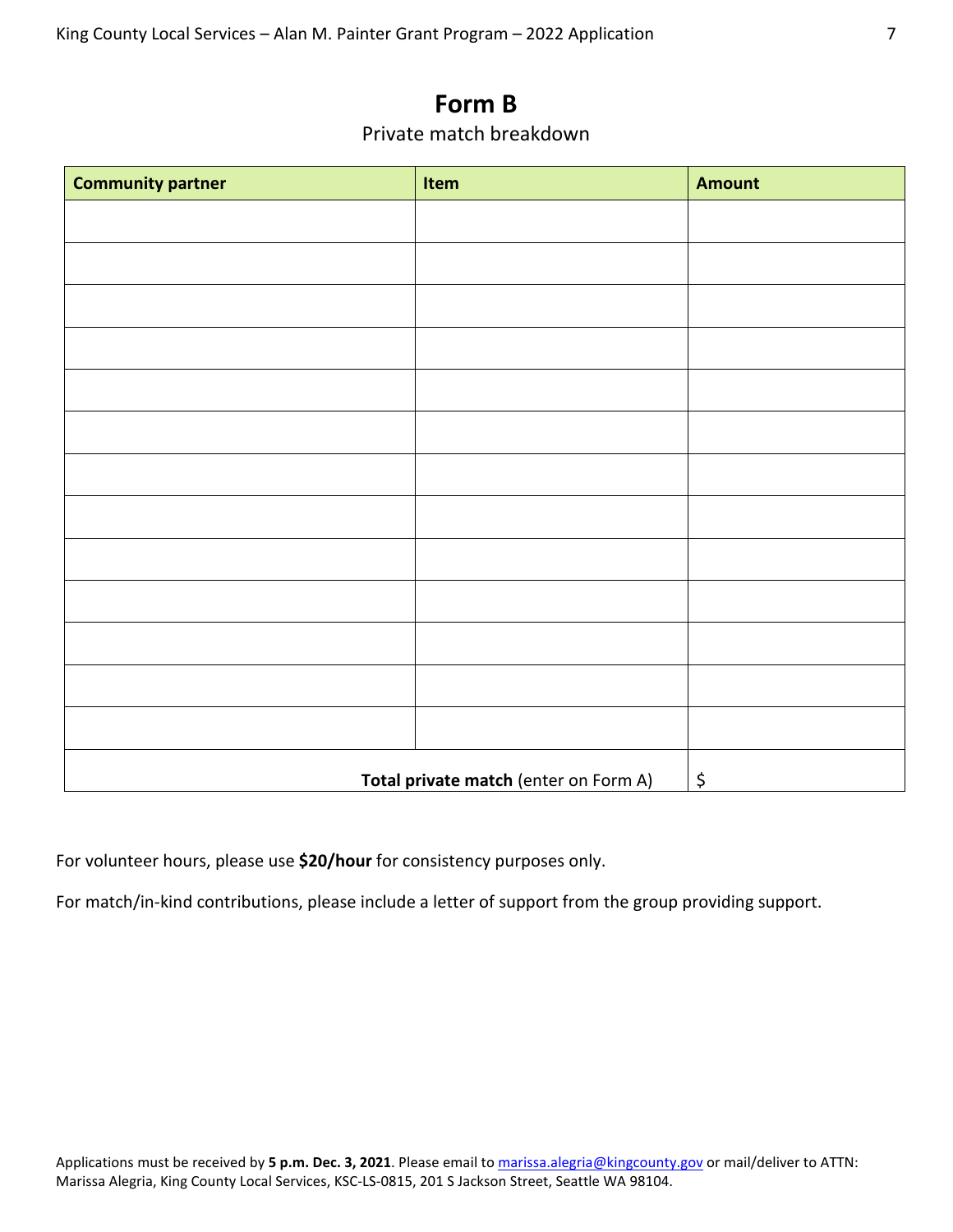# Form B

Private match breakdown

| Community partner | Item | Amount |
|---|---|---|
| | | |
| | | |
| | | |
| | | |
| | | |
| | | |
| | | |
| | | |
| | | |
| | | |
| | | |
| | | |
| | | |
| **Total private match** (enter on Form A) | | $ |

For volunteer hours, please use **$20/hour** for consistency purposes only.

For match/in-kind contributions, please include a letter of support from the group providing support.

Applications must be received by **5 p.m. Dec. 3, 2021**. Please email to marissa.alegria@kingcounty.gov or mail/deliver to ATTN: Marissa Alegria, King County Local Services, KSC-LS-0815, 201 S Jackson Street, Seattle WA 98104.